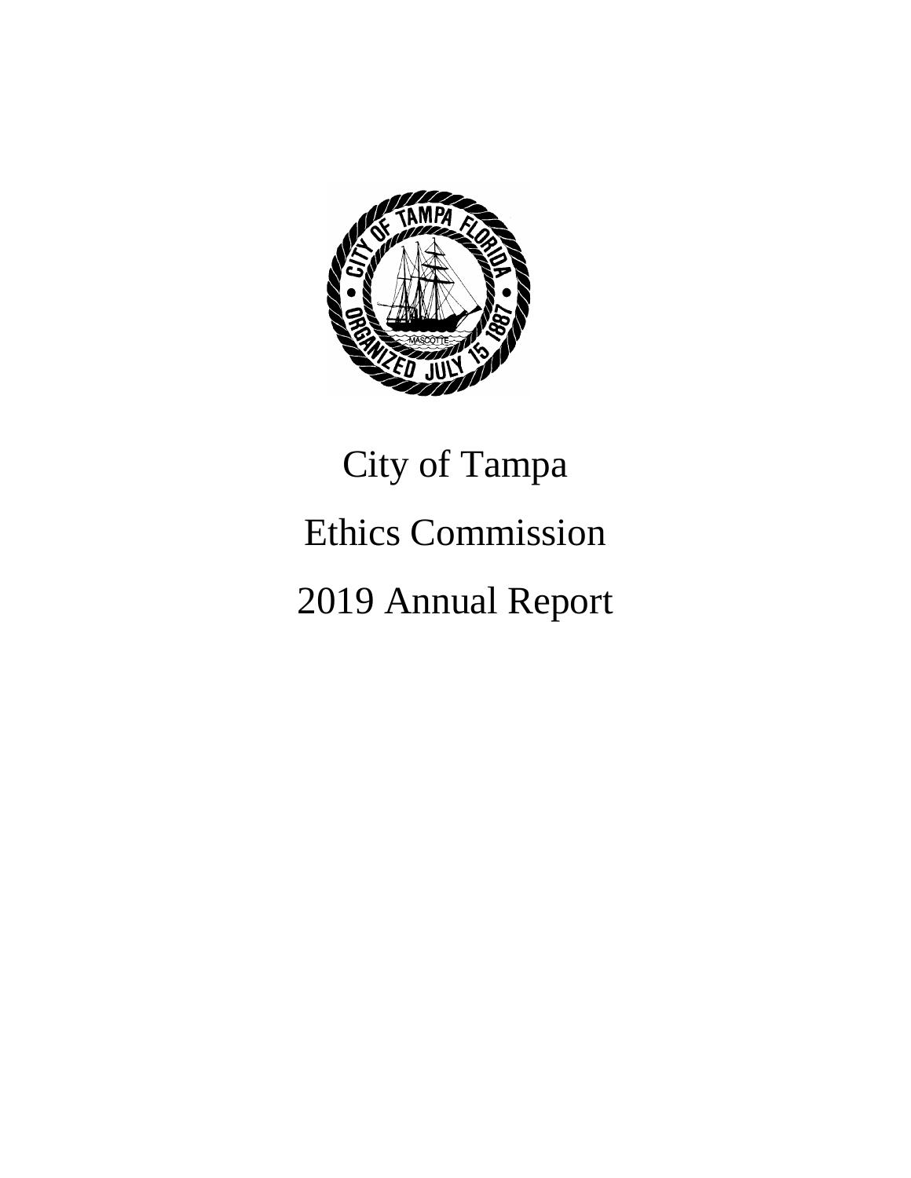# City of Tampa

# Ethics Commission

# 2019 Annual Report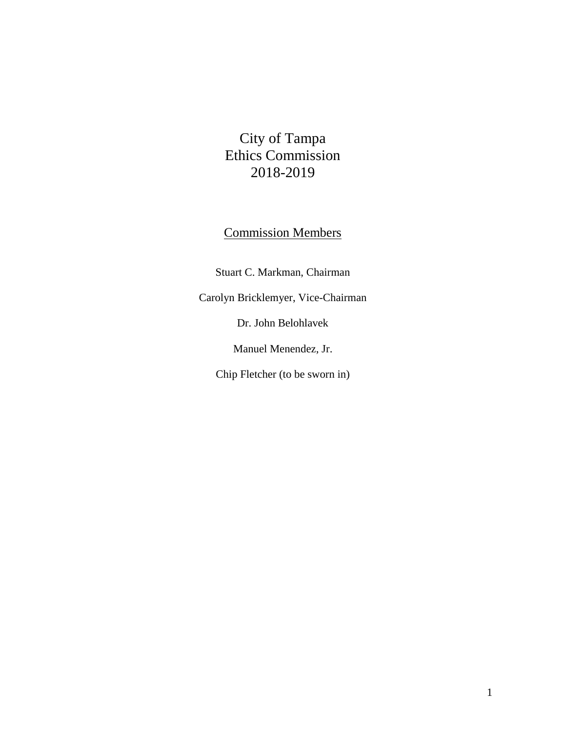# City of Tampa
# Ethics Commission
# 2018-2019

## Commission Members

Stuart C. Markman, Chairman

Carolyn Bricklemyer, Vice-Chairman

Dr. John Belohlavek

Manuel Menendez, Jr.

Chip Fletcher (to be sworn in)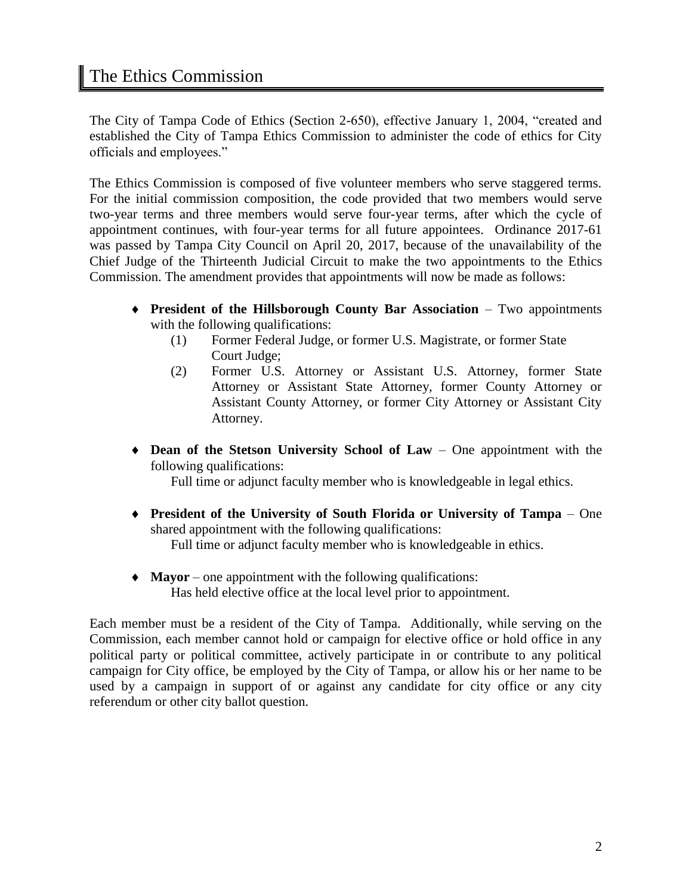# The Ethics Commission

The City of Tampa Code of Ethics (Section 2-650), effective January 1, 2004, "created and established the City of Tampa Ethics Commission to administer the code of ethics for City officials and employees."

The Ethics Commission is composed of five volunteer members who serve staggered terms. For the initial commission composition, the code provided that two members would serve two-year terms and three members would serve four-year terms, after which the cycle of appointment continues, with four-year terms for all future appointees. Ordinance 2017-61 was passed by Tampa City Council on April 20, 2017, because of the unavailability of the Chief Judge of the Thirteenth Judicial Circuit to make the two appointments to the Ethics Commission. The amendment provides that appointments will now be made as follows:

- **President of the Hillsborough County Bar Association** – Two appointments with the following qualifications:
  (1) Former Federal Judge, or former U.S. Magistrate, or former State Court Judge;
  (2) Former U.S. Attorney or Assistant U.S. Attorney, former State Attorney or Assistant State Attorney, former County Attorney or Assistant County Attorney, or former City Attorney or Assistant City Attorney.

- **Dean of the Stetson University School of Law** – One appointment with the following qualifications:
  Full time or adjunct faculty member who is knowledgeable in legal ethics.

- **President of the University of South Florida or University of Tampa** – One shared appointment with the following qualifications:
  Full time or adjunct faculty member who is knowledgeable in ethics.

- **Mayor** – one appointment with the following qualifications:
  Has held elective office at the local level prior to appointment.

Each member must be a resident of the City of Tampa. Additionally, while serving on the Commission, each member cannot hold or campaign for elective office or hold office in any political party or political committee, actively participate in or contribute to any political campaign for City office, be employed by the City of Tampa, or allow his or her name to be used by a campaign in support of or against any candidate for city office or any city referendum or other city ballot question.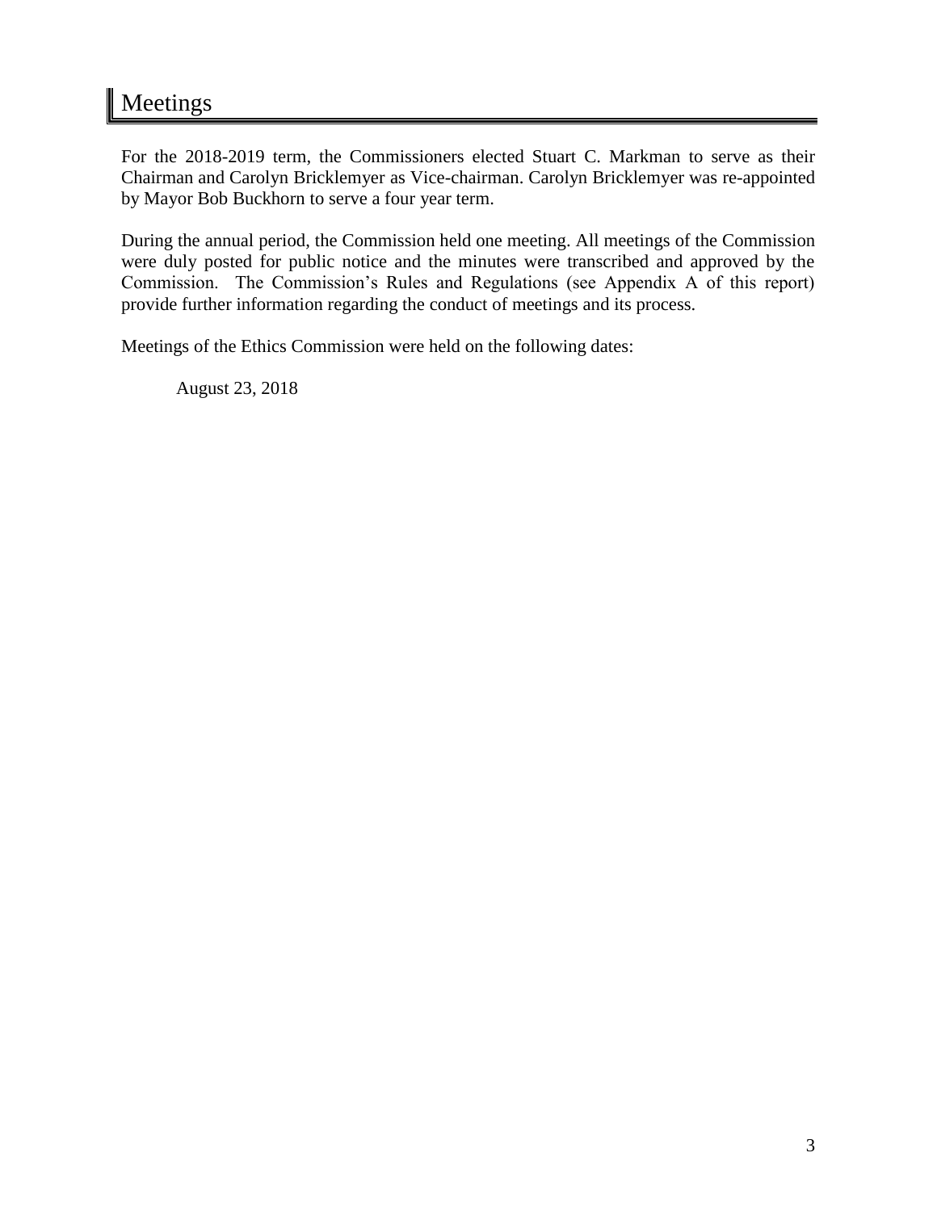# Meetings

For the 2018-2019 term, the Commissioners elected Stuart C. Markman to serve as their Chairman and Carolyn Bricklemyer as Vice-chairman. Carolyn Bricklemyer was re-appointed by Mayor Bob Buckhorn to serve a four year term.

During the annual period, the Commission held one meeting. All meetings of the Commission were duly posted for public notice and the minutes were transcribed and approved by the Commission. The Commission's Rules and Regulations (see Appendix A of this report) provide further information regarding the conduct of meetings and its process.

Meetings of the Ethics Commission were held on the following dates:

August 23, 2018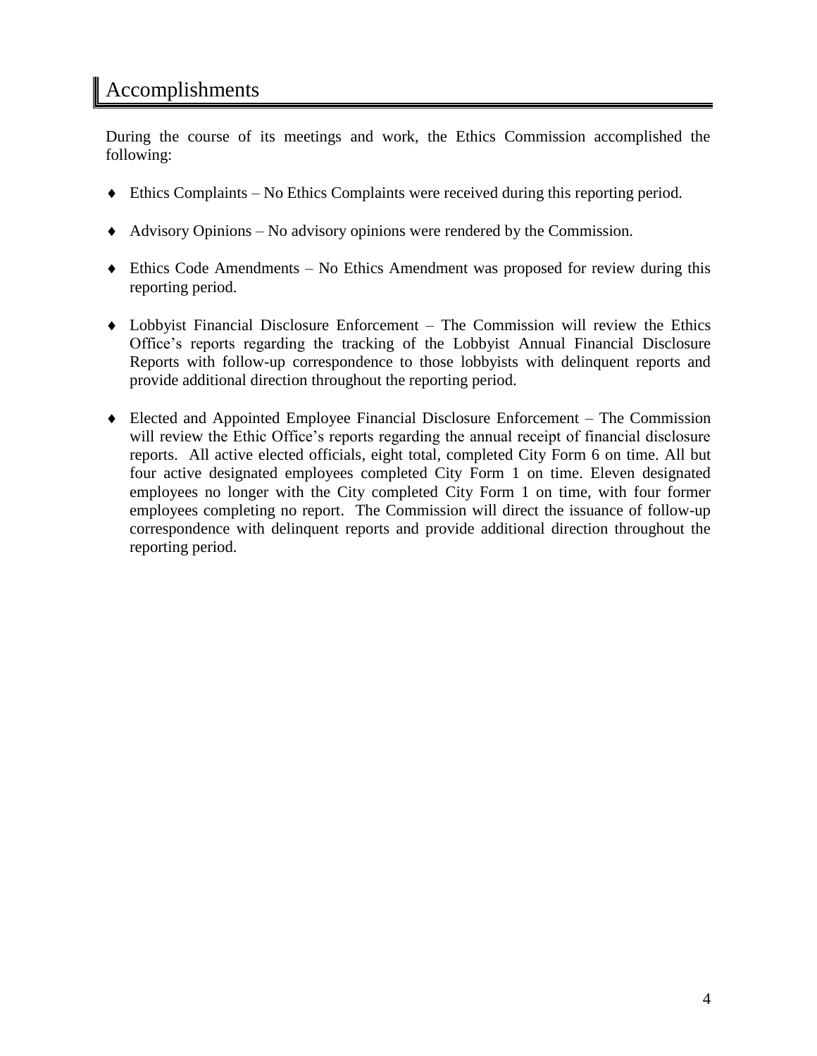## Accomplishments

During the course of its meetings and work, the Ethics Commission accomplished the following:

- Ethics Complaints – No Ethics Complaints were received during this reporting period.
- Advisory Opinions – No advisory opinions were rendered by the Commission.
- Ethics Code Amendments – No Ethics Amendment was proposed for review during this reporting period.
- Lobbyist Financial Disclosure Enforcement – The Commission will review the Ethics Office's reports regarding the tracking of the Lobbyist Annual Financial Disclosure Reports with follow-up correspondence to those lobbyists with delinquent reports and provide additional direction throughout the reporting period.
- Elected and Appointed Employee Financial Disclosure Enforcement – The Commission will review the Ethic Office's reports regarding the annual receipt of financial disclosure reports. All active elected officials, eight total, completed City Form 6 on time. All but four active designated employees completed City Form 1 on time. Eleven designated employees no longer with the City completed City Form 1 on time, with four former employees completing no report. The Commission will direct the issuance of follow-up correspondence with delinquent reports and provide additional direction throughout the reporting period.